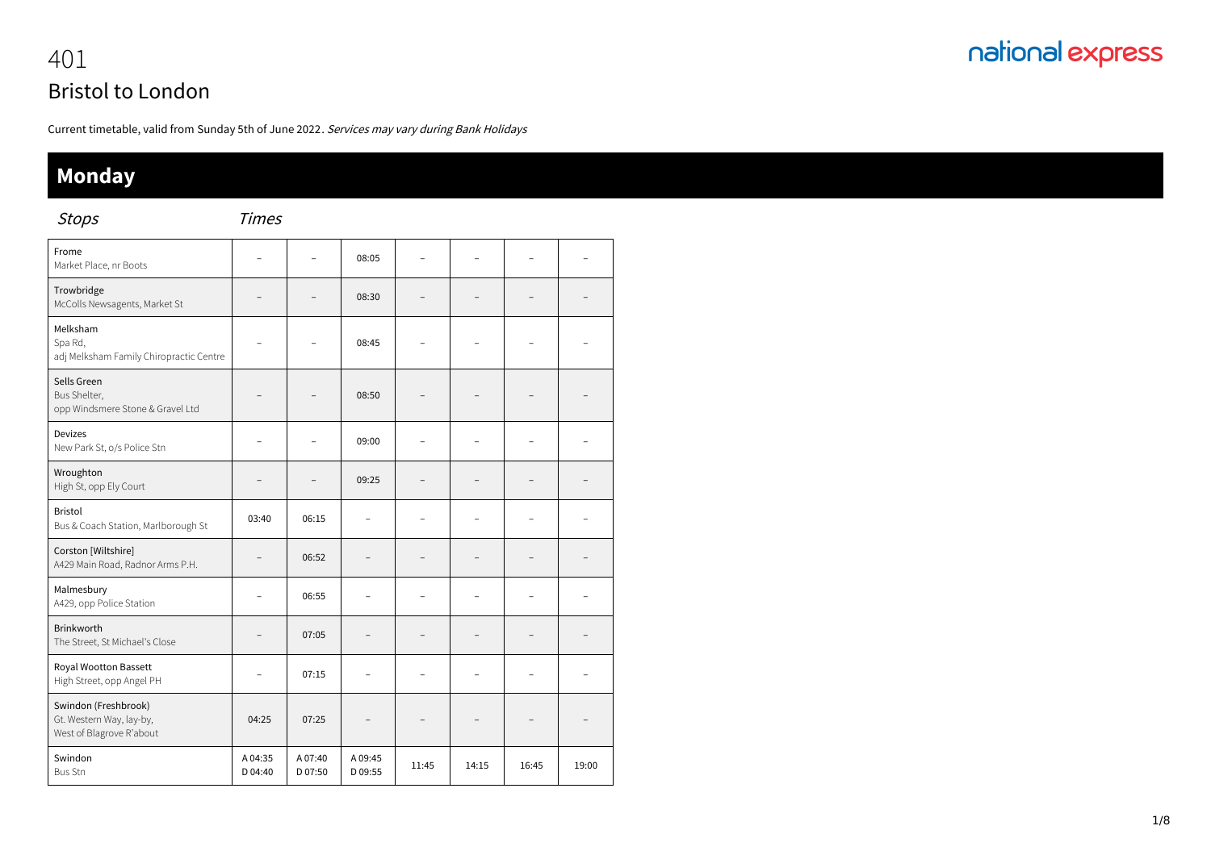# 401

## Bristol to London

Current timetable, valid from Sunday 5th of June 2022. *Services may vary during Bank Holidays*

## Monday

| *Stops* | *Times* | | | | | | |
|---|---|---|---|---|---|---|---|
| Frome<br>Market Place, nr Boots | – | – | 08:05 | – | – | – | – |
| Trowbridge<br>McColls Newsagents, Market St | – | – | 08:30 | – | – | – | – |
| Melksham<br>Spa Rd,<br>adj Melksham Family Chiropractic Centre | – | – | 08:45 | – | – | – | – |
| Sells Green<br>Bus Shelter,<br>opp Windsmere Stone & Gravel Ltd | – | – | 08:50 | – | – | – | – |
| Devizes<br>New Park St, o/s Police Stn | – | – | 09:00 | – | – | – | – |
| Wroughton<br>High St, opp Ely Court | – | – | 09:25 | – | – | – | – |
| Bristol<br>Bus & Coach Station, Marlborough St | 03:40 | 06:15 | – | – | – | – | – |
| Corston [Wiltshire]<br>A429 Main Road, Radnor Arms P.H. | – | 06:52 | – | – | – | – | – |
| Malmesbury<br>A429, opp Police Station | – | 06:55 | – | – | – | – | – |
| Brinkworth<br>The Street, St Michael's Close | – | 07:05 | – | – | – | – | – |
| Royal Wootton Bassett<br>High Street, opp Angel PH | – | 07:15 | – | – | – | – | – |
| Swindon (Freshbrook)<br>Gt. Western Way, lay-by,<br>West of Blagrove R'about | 04:25 | 07:25 | – | – | – | – | – |
| Swindon<br>Bus Stn | A 04:35<br>D 04:40 | A 07:40<br>D 07:50 | A 09:45<br>D 09:55 | 11:45 | 14:15 | 16:45 | 19:00 |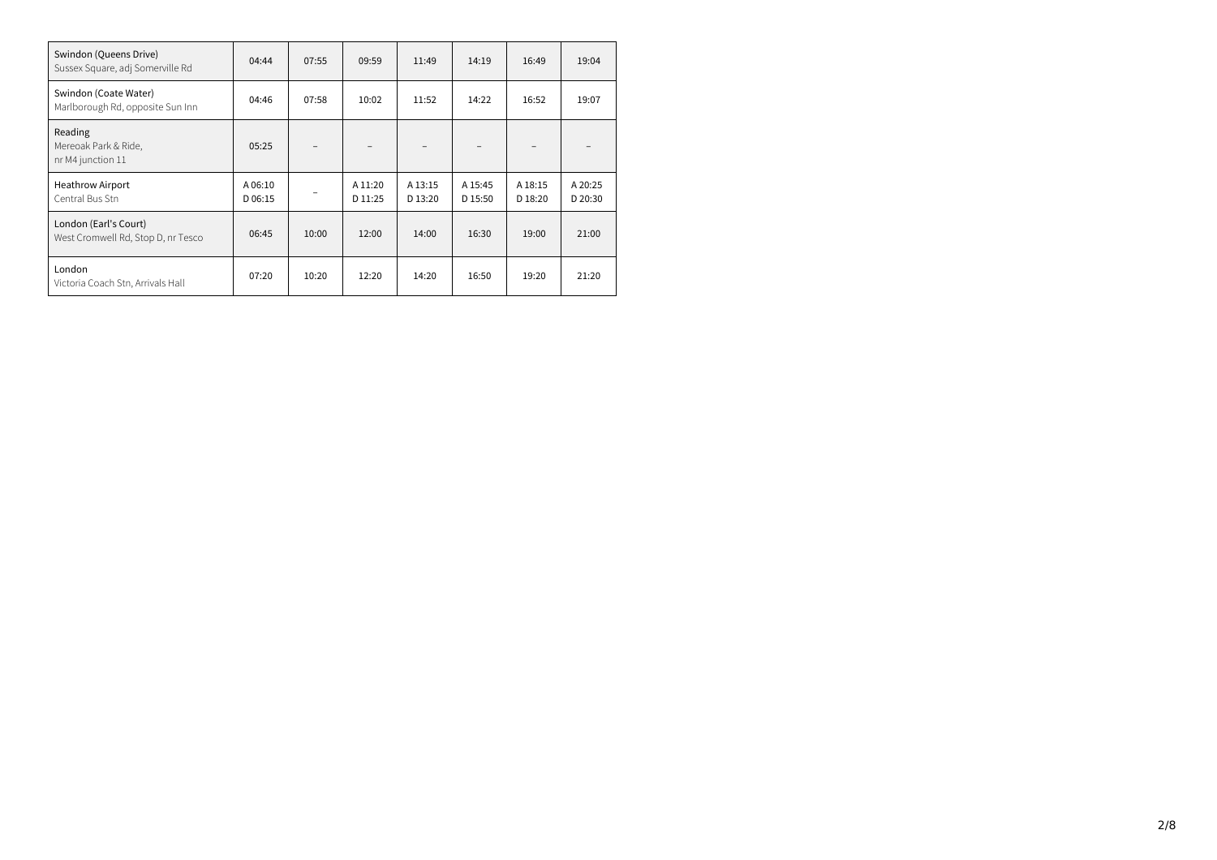| Stop | | | | | | | |
|---|---|---|---|---|---|---|---|
| Swindon (Queens Drive) Sussex Square, adj Somerville Rd | 04:44 | 07:55 | 09:59 | 11:49 | 14:19 | 16:49 | 19:04 |
| Swindon (Coate Water) Marlborough Rd, opposite Sun Inn | 04:46 | 07:58 | 10:02 | 11:52 | 14:22 | 16:52 | 19:07 |
| Reading Mereoak Park & Ride, nr M4 junction 11 | 05:25 | – | – | – | – | – | – |
| Heathrow Airport Central Bus Stn | A 06:10 D 06:15 | – | A 11:20 D 11:25 | A 13:15 D 13:20 | A 15:45 D 15:50 | A 18:15 D 18:20 | A 20:25 D 20:30 |
| London (Earl's Court) West Cromwell Rd, Stop D, nr Tesco | 06:45 | 10:00 | 12:00 | 14:00 | 16:30 | 19:00 | 21:00 |
| London Victoria Coach Stn, Arrivals Hall | 07:20 | 10:20 | 12:20 | 14:20 | 16:50 | 19:20 | 21:20 |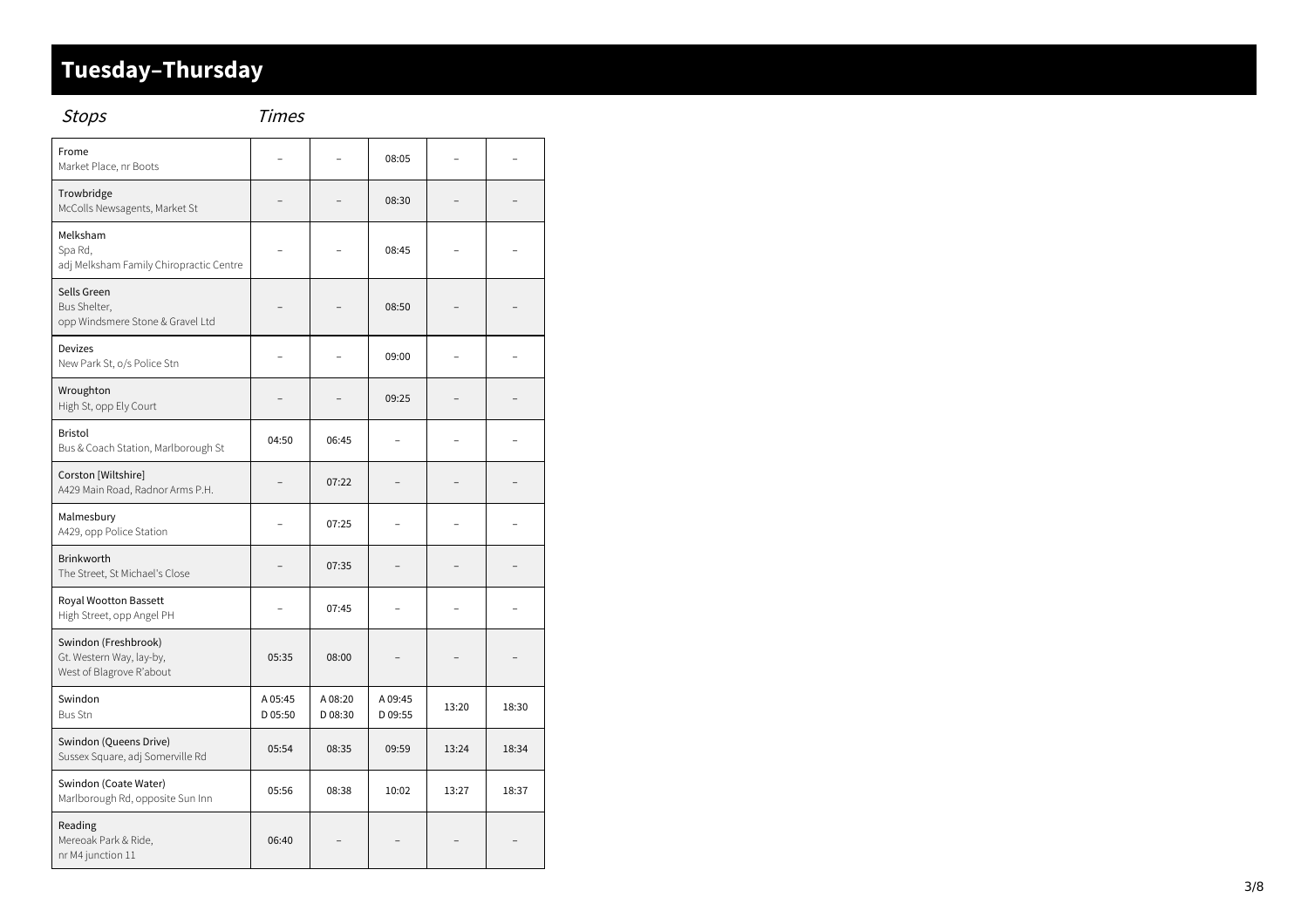# Tuesday–Thursday

| *Stops* | *Times* | | | | |
|---|---|---|---|---|---|
| Frome<br>Market Place, nr Boots | – | – | 08:05 | – | – |
| Trowbridge<br>McColls Newsagents, Market St | – | – | 08:30 | – | – |
| Melksham<br>Spa Rd,<br>adj Melksham Family Chiropractic Centre | – | – | 08:45 | – | – |
| Sells Green<br>Bus Shelter,<br>opp Windsmere Stone & Gravel Ltd | – | – | 08:50 | – | – |
| Devizes<br>New Park St, o/s Police Stn | – | – | 09:00 | – | – |
| Wroughton<br>High St, opp Ely Court | – | – | 09:25 | – | – |
| Bristol<br>Bus & Coach Station, Marlborough St | 04:50 | 06:45 | – | – | – |
| Corston [Wiltshire]<br>A429 Main Road, Radnor Arms P.H. | – | 07:22 | – | – | – |
| Malmesbury<br>A429, opp Police Station | – | 07:25 | – | – | – |
| Brinkworth<br>The Street, St Michael's Close | – | 07:35 | – | – | – |
| Royal Wootton Bassett<br>High Street, opp Angel PH | – | 07:45 | – | – | – |
| Swindon (Freshbrook)<br>Gt. Western Way, lay-by,<br>West of Blagrove R'about | 05:35 | 08:00 | – | – | – |
| Swindon<br>Bus Stn | A 05:45<br>D 05:50 | A 08:20<br>D 08:30 | A 09:45<br>D 09:55 | 13:20 | 18:30 |
| Swindon (Queens Drive)<br>Sussex Square, adj Somerville Rd | 05:54 | 08:35 | 09:59 | 13:24 | 18:34 |
| Swindon (Coate Water)<br>Marlborough Rd, opposite Sun Inn | 05:56 | 08:38 | 10:02 | 13:27 | 18:37 |
| Reading<br>Mereoak Park & Ride,<br>nr M4 junction 11 | 06:40 | – | – | – | – |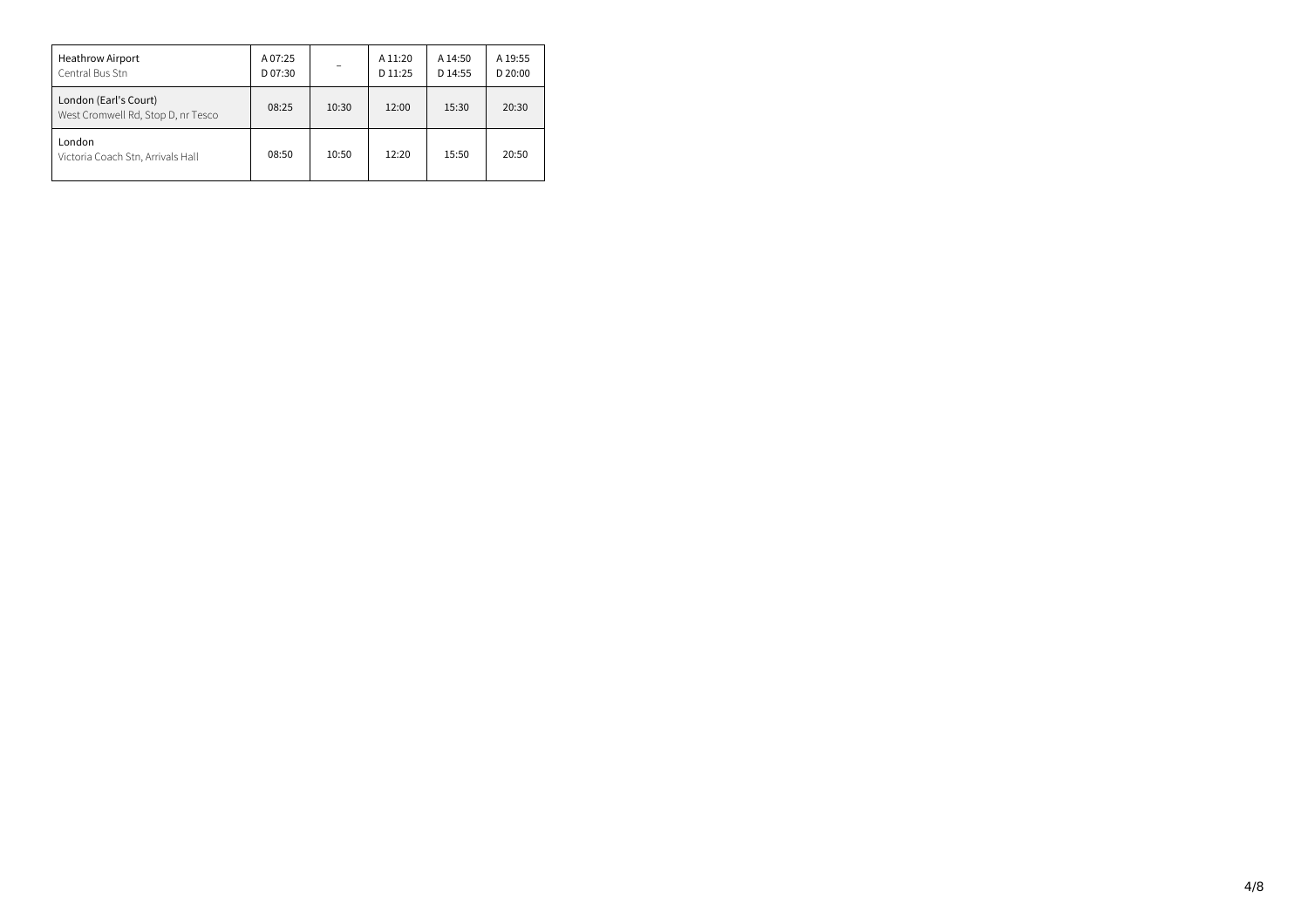| | | | | | |
|---|---|---|---|---|---|
| Heathrow Airport<br>Central Bus Stn | A 07:25<br>D 07:30 | – | A 11:20<br>D 11:25 | A 14:50<br>D 14:55 | A 19:55<br>D 20:00 |
| London (Earl's Court)<br>West Cromwell Rd, Stop D, nr Tesco | 08:25 | 10:30 | 12:00 | 15:30 | 20:30 |
| London<br>Victoria Coach Stn, Arrivals Hall | 08:50 | 10:50 | 12:20 | 15:50 | 20:50 |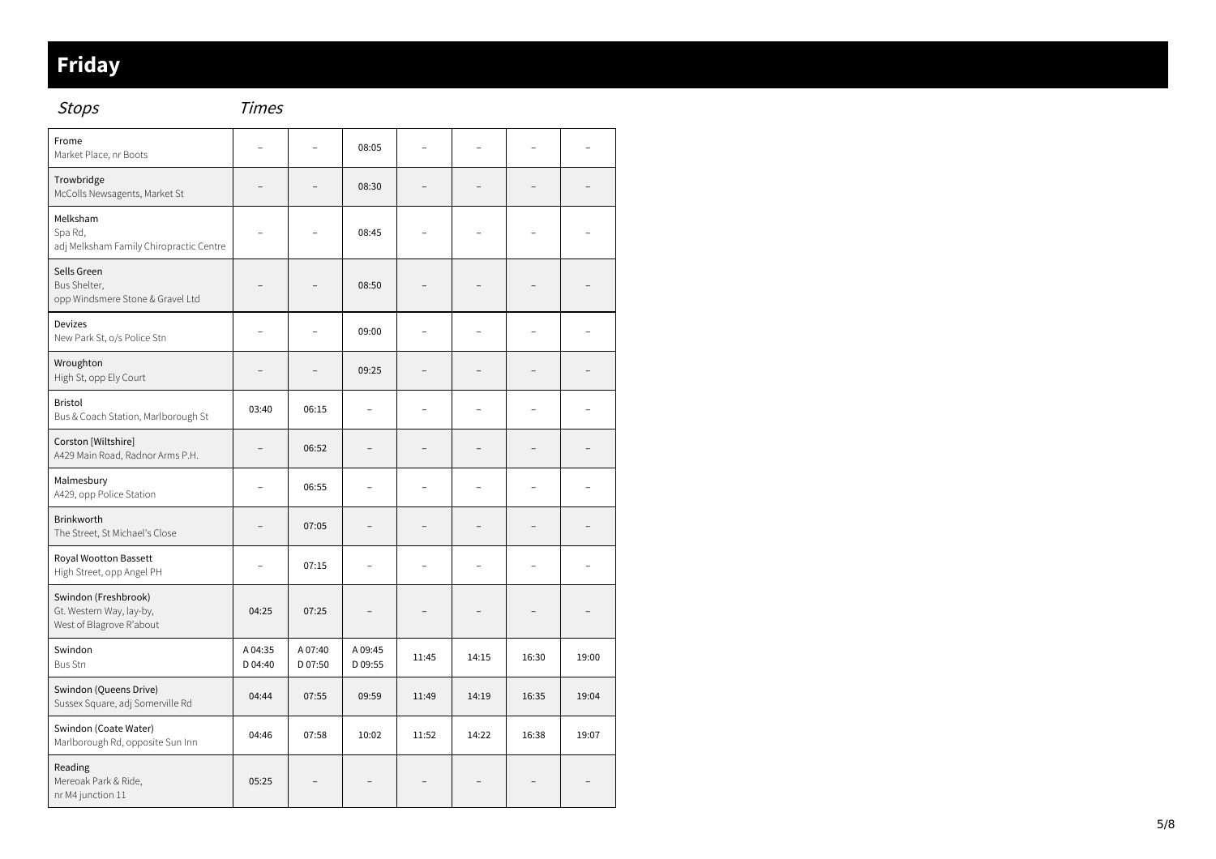# Friday

| *Stops* | *Times* | | | | | | |
|---|---|---|---|---|---|---|---|
| Frome<br>Market Place, nr Boots | – | – | 08:05 | – | – | – | – |
| Trowbridge<br>McColls Newsagents, Market St | – | – | 08:30 | – | – | – | – |
| Melksham<br>Spa Rd,<br>adj Melksham Family Chiropractic Centre | – | – | 08:45 | – | – | – | – |
| Sells Green<br>Bus Shelter,<br>opp Windsmere Stone & Gravel Ltd | – | – | 08:50 | – | – | – | – |
| Devizes<br>New Park St, o/s Police Stn | – | – | 09:00 | – | – | – | – |
| Wroughton<br>High St, opp Ely Court | – | – | 09:25 | – | – | – | – |
| Bristol<br>Bus & Coach Station, Marlborough St | 03:40 | 06:15 | – | – | – | – | – |
| Corston [Wiltshire]<br>A429 Main Road, Radnor Arms P.H. | – | 06:52 | – | – | – | – | – |
| Malmesbury<br>A429, opp Police Station | – | 06:55 | – | – | – | – | – |
| Brinkworth<br>The Street, St Michael's Close | – | 07:05 | – | – | – | – | – |
| Royal Wootton Bassett<br>High Street, opp Angel PH | – | 07:15 | – | – | – | – | – |
| Swindon (Freshbrook)<br>Gt. Western Way, lay-by,<br>West of Blagrove R'about | 04:25 | 07:25 | – | – | – | – | – |
| Swindon<br>Bus Stn | A 04:35<br>D 04:40 | A 07:40<br>D 07:50 | A 09:45<br>D 09:55 | 11:45 | 14:15 | 16:30 | 19:00 |
| Swindon (Queens Drive)<br>Sussex Square, adj Somerville Rd | 04:44 | 07:55 | 09:59 | 11:49 | 14:19 | 16:35 | 19:04 |
| Swindon (Coate Water)<br>Marlborough Rd, opposite Sun Inn | 04:46 | 07:58 | 10:02 | 11:52 | 14:22 | 16:38 | 19:07 |
| Reading<br>Mereoak Park & Ride,<br>nr M4 junction 11 | 05:25 | – | – | – | – | – | – |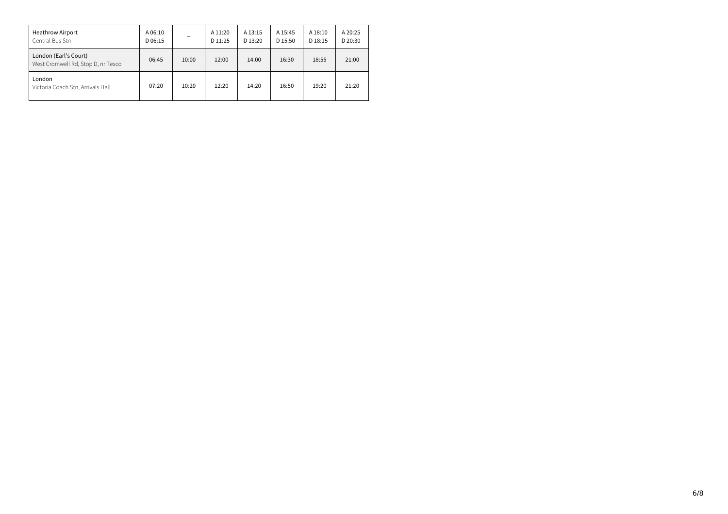| | | | | | | | |
|---|---|---|---|---|---|---|---|
| Heathrow Airport<br>Central Bus Stn | A 06:10<br>D 06:15 | – | A 11:20<br>D 11:25 | A 13:15<br>D 13:20 | A 15:45<br>D 15:50 | A 18:10<br>D 18:15 | A 20:25<br>D 20:30 |
| London (Earl's Court)<br>West Cromwell Rd, Stop D, nr Tesco | 06:45 | 10:00 | 12:00 | 14:00 | 16:30 | 18:55 | 21:00 |
| London<br>Victoria Coach Stn, Arrivals Hall | 07:20 | 10:20 | 12:20 | 14:20 | 16:50 | 19:20 | 21:20 |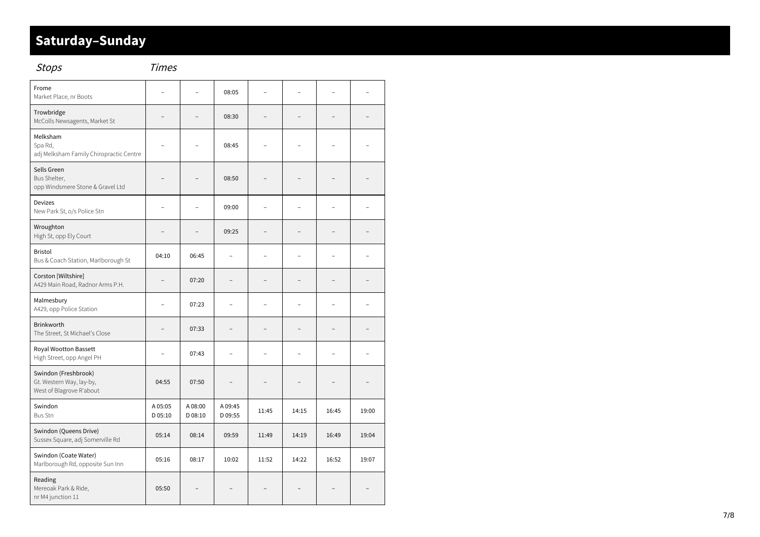## Saturday–Sunday

| *Stops* | *Times* | | | | | | |
|---|---|---|---|---|---|---|---|
| Frome<br>Market Place, nr Boots | – | – | 08:05 | – | – | – | – |
| Trowbridge<br>McColls Newsagents, Market St | – | – | 08:30 | – | – | – | – |
| Melksham<br>Spa Rd,<br>adj Melksham Family Chiropractic Centre | – | – | 08:45 | – | – | – | – |
| Sells Green<br>Bus Shelter,<br>opp Windsmere Stone & Gravel Ltd | – | – | 08:50 | – | – | – | – |
| Devizes<br>New Park St, o/s Police Stn | – | – | 09:00 | – | – | – | – |
| Wroughton<br>High St, opp Ely Court | – | – | 09:25 | – | – | – | – |
| Bristol<br>Bus & Coach Station, Marlborough St | 04:10 | 06:45 | – | – | – | – | – |
| Corston [Wiltshire]<br>A429 Main Road, Radnor Arms P.H. | – | 07:20 | – | – | – | – | – |
| Malmesbury<br>A429, opp Police Station | – | 07:23 | – | – | – | – | – |
| Brinkworth<br>The Street, St Michael's Close | – | 07:33 | – | – | – | – | – |
| Royal Wootton Bassett<br>High Street, opp Angel PH | – | 07:43 | – | – | – | – | – |
| Swindon (Freshbrook)<br>Gt. Western Way, lay-by,<br>West of Blagrove R'about | 04:55 | 07:50 | – | – | – | – | – |
| Swindon<br>Bus Stn | A 05:05<br>D 05:10 | A 08:00<br>D 08:10 | A 09:45<br>D 09:55 | 11:45 | 14:15 | 16:45 | 19:00 |
| Swindon (Queens Drive)<br>Sussex Square, adj Somerville Rd | 05:14 | 08:14 | 09:59 | 11:49 | 14:19 | 16:49 | 19:04 |
| Swindon (Coate Water)<br>Marlborough Rd, opposite Sun Inn | 05:16 | 08:17 | 10:02 | 11:52 | 14:22 | 16:52 | 19:07 |
| Reading<br>Mereoak Park & Ride,<br>nr M4 junction 11 | 05:50 | – | – | – | – | – | – |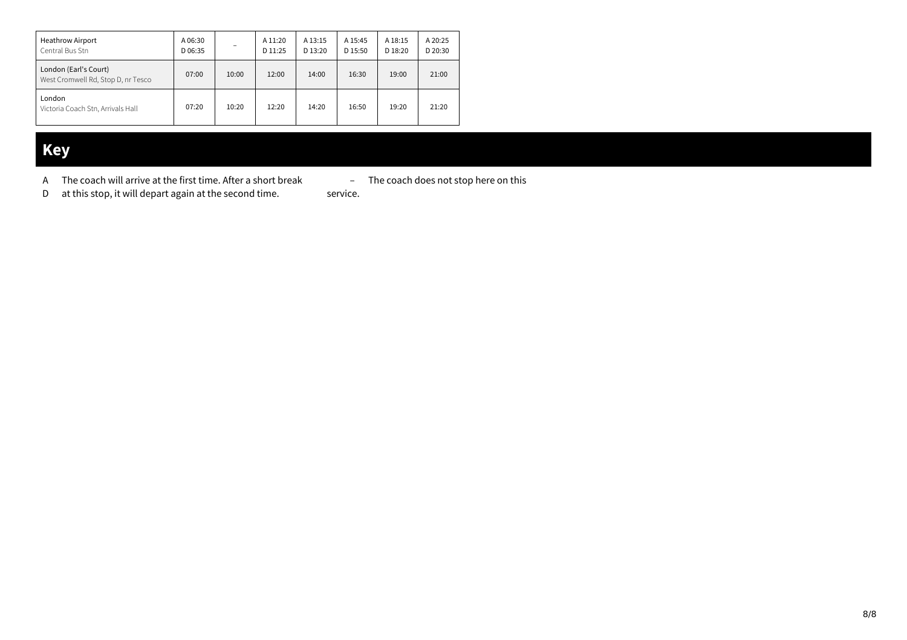| | | | | | | | |
|---|---|---|---|---|---|---|---|
| Heathrow Airport<br>Central Bus Stn | A 06:30<br>D 06:35 | – | A 11:20<br>D 11:25 | A 13:15<br>D 13:20 | A 15:45<br>D 15:50 | A 18:15<br>D 18:20 | A 20:25<br>D 20:30 |
| London (Earl's Court)<br>West Cromwell Rd, Stop D, nr Tesco | 07:00 | 10:00 | 12:00 | 14:00 | 16:30 | 19:00 | 21:00 |
| London<br>Victoria Coach Stn, Arrivals Hall | 07:20 | 10:20 | 12:20 | 14:20 | 16:50 | 19:20 | 21:20 |

## Key

A
D The coach will arrive at the first time. After a short break at this stop, it will depart again at the second time.

– The coach does not stop here on this service.